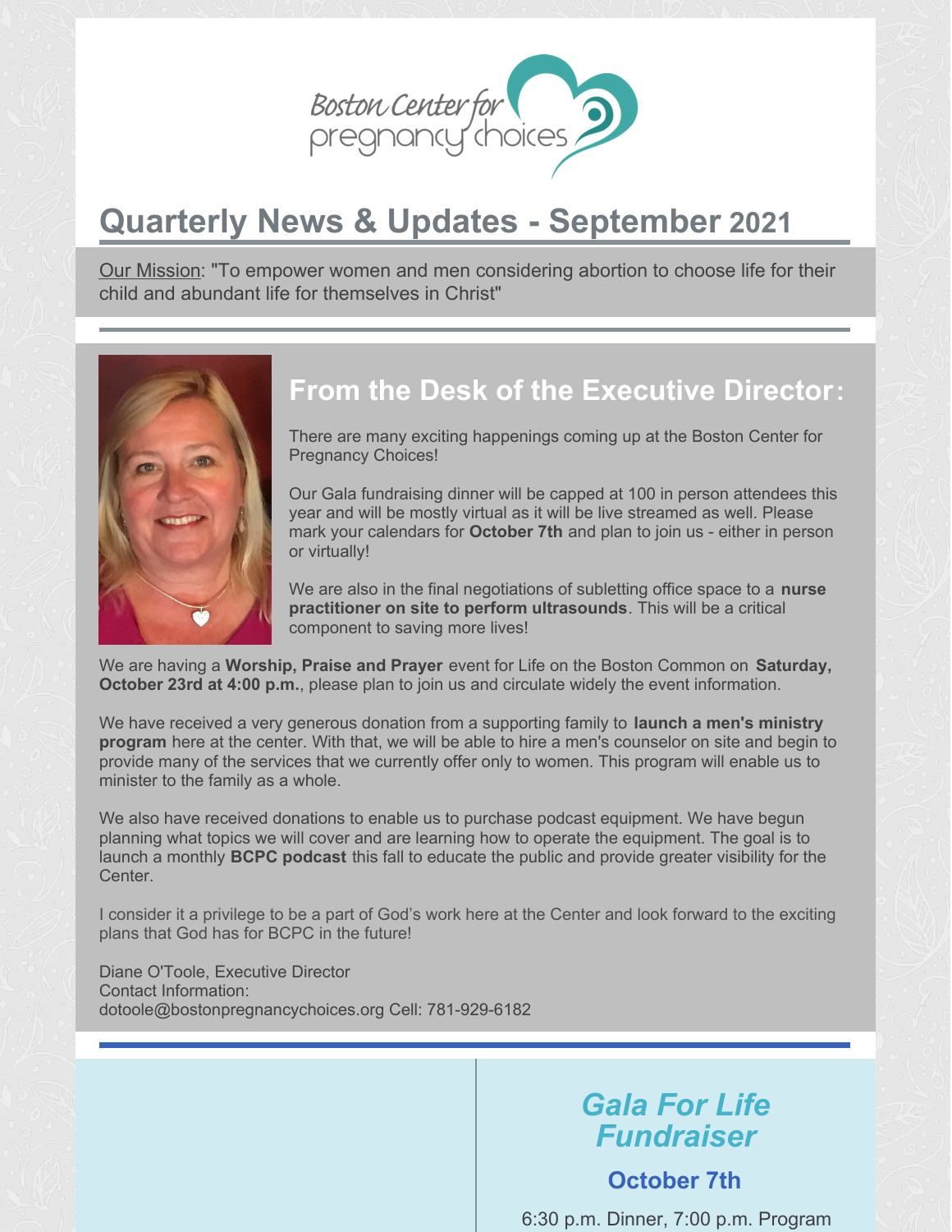Boston Center for pregnancy choices

# Quarterly News & Updates - September 2021

Our Mission: "To empower women and men considering abortion to choose life for their child and abundant life for themselves in Christ"

## From the Desk of the Executive Director:

There are many exciting happenings coming up at the Boston Center for Pregnancy Choices!

Our Gala fundraising dinner will be capped at 100 in person attendees this year and will be mostly virtual as it will be live streamed as well. Please mark your calendars for **October 7th** and plan to join us - either in person or virtually!

We are also in the final negotiations of subletting office space to a **nurse practitioner on site to perform ultrasounds**. This will be a critical component to saving more lives!

We are having a **Worship, Praise and Prayer** event for Life on the Boston Common on **Saturday, October 23rd at 4:00 p.m.**, please plan to join us and circulate widely the event information.

We have received a very generous donation from a supporting family to **launch a men's ministry program** here at the center. With that, we will be able to hire a men's counselor on site and begin to provide many of the services that we currently offer only to women. This program will enable us to minister to the family as a whole.

We also have received donations to enable us to purchase podcast equipment. We have begun planning what topics we will cover and are learning how to operate the equipment. The goal is to launch a monthly **BCPC podcast** this fall to educate the public and provide greater visibility for the Center.

I consider it a privilege to be a part of God's work here at the Center and look forward to the exciting plans that God has for BCPC in the future!

Diane O'Toole, Executive Director
Contact Information:
dotoole@bostonpregnancychoices.org Cell: 781-929-6182

## *Gala For Life Fundraiser*

### October 7th

6:30 p.m. Dinner, 7:00 p.m. Program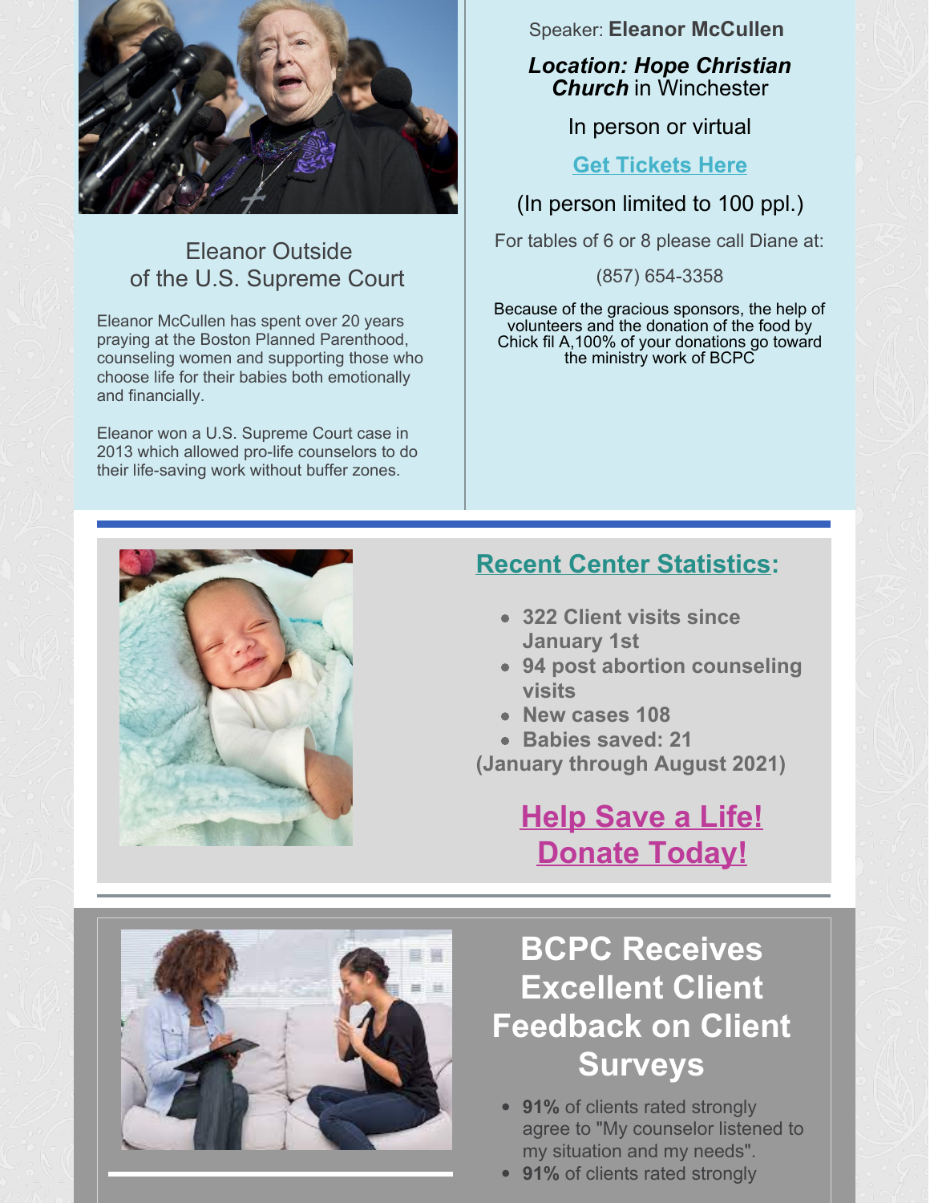Eleanor Outside of the U.S. Supreme Court

Eleanor McCullen has spent over 20 years praying at the Boston Planned Parenthood, counseling women and supporting those who choose life for their babies both emotionally and financially.

Eleanor won a U.S. Supreme Court case in 2013 which allowed pro-life counselors to do their life-saving work without buffer zones.

Speaker: **Eleanor McCullen**

***Location: Hope Christian Church*** in Winchester

In person or virtual

**Get Tickets Here**

(In person limited to 100 ppl.)

For tables of 6 or 8 please call Diane at:

(857) 654-3358

Because of the gracious sponsors, the help of volunteers and the donation of the food by Chick fil A,100% of your donations go toward the ministry work of BCPC

## Recent Center Statistics:

- **322 Client visits since January 1st**
- **94 post abortion counseling visits**
- **New cases 108**
- **Babies saved: 21**

**(January through August 2021)**

## Help Save a Life! Donate Today!

## BCPC Receives Excellent Client Feedback on Client Surveys

- **91%** of clients rated strongly agree to "My counselor listened to my situation and my needs".
- **91%** of clients rated strongly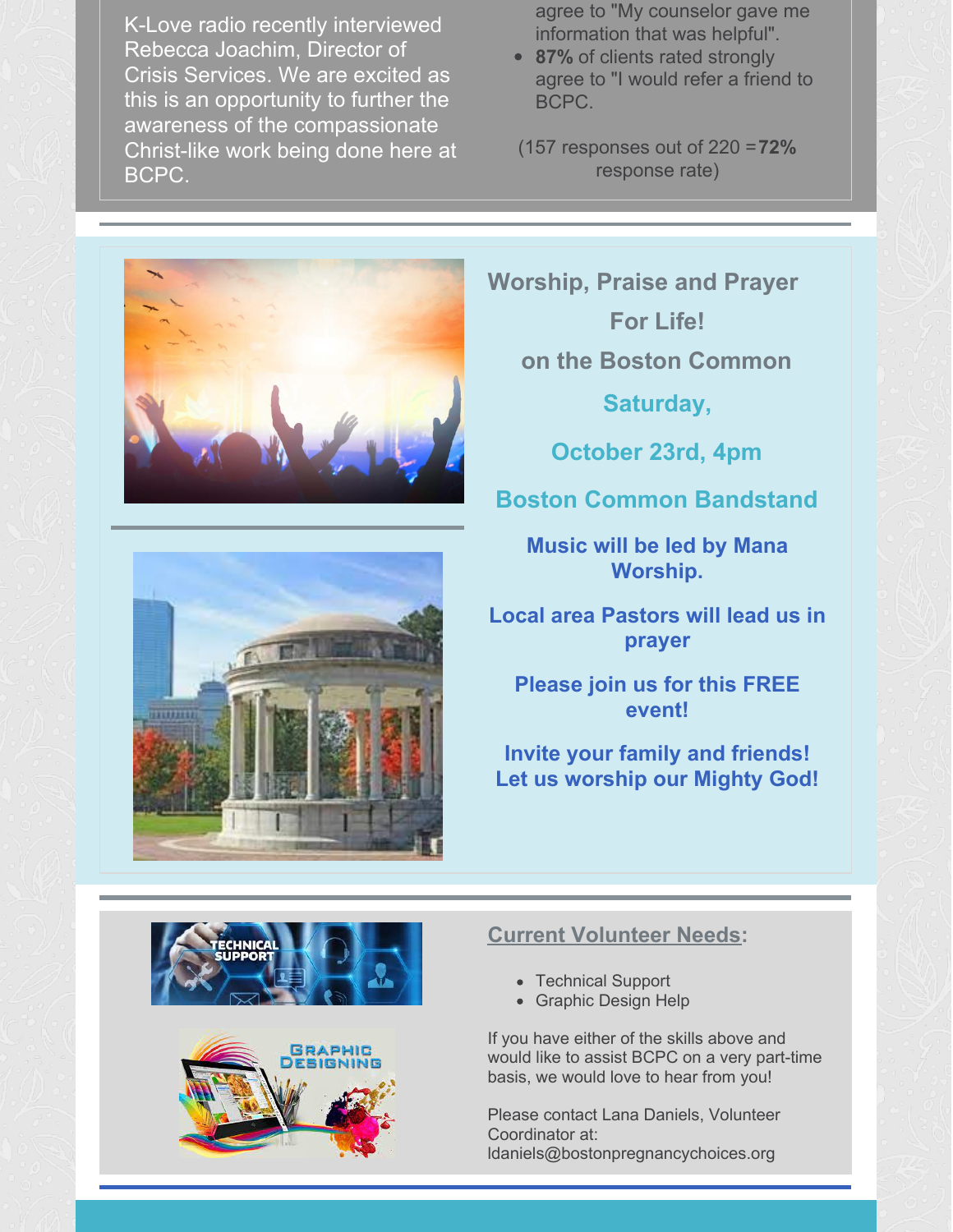K-Love radio recently interviewed Rebecca Joachim, Director of Crisis Services. We are excited as this is an opportunity to further the awareness of the compassionate Christ-like work being done here at BCPC.

agree to "My counselor gave me information that was helpful".

- **87%** of clients rated strongly agree to "I would refer a friend to BCPC.

(157 responses out of 220 =**72%** response rate)

## Worship, Praise and Prayer

## For Life!

## on the Boston Common

### Saturday,

### October 23rd, 4pm

### Boston Common Bandstand

**Music will be led by Mana Worship.**

**Local area Pastors will lead us in prayer**

**Please join us for this FREE event!**

**Invite your family and friends! Let us worship our Mighty God!**

## Current Volunteer Needs:

- Technical Support
- Graphic Design Help

If you have either of the skills above and would like to assist BCPC on a very part-time basis, we would love to hear from you!

Please contact Lana Daniels, Volunteer Coordinator at: ldaniels@bostonpregnancychoices.org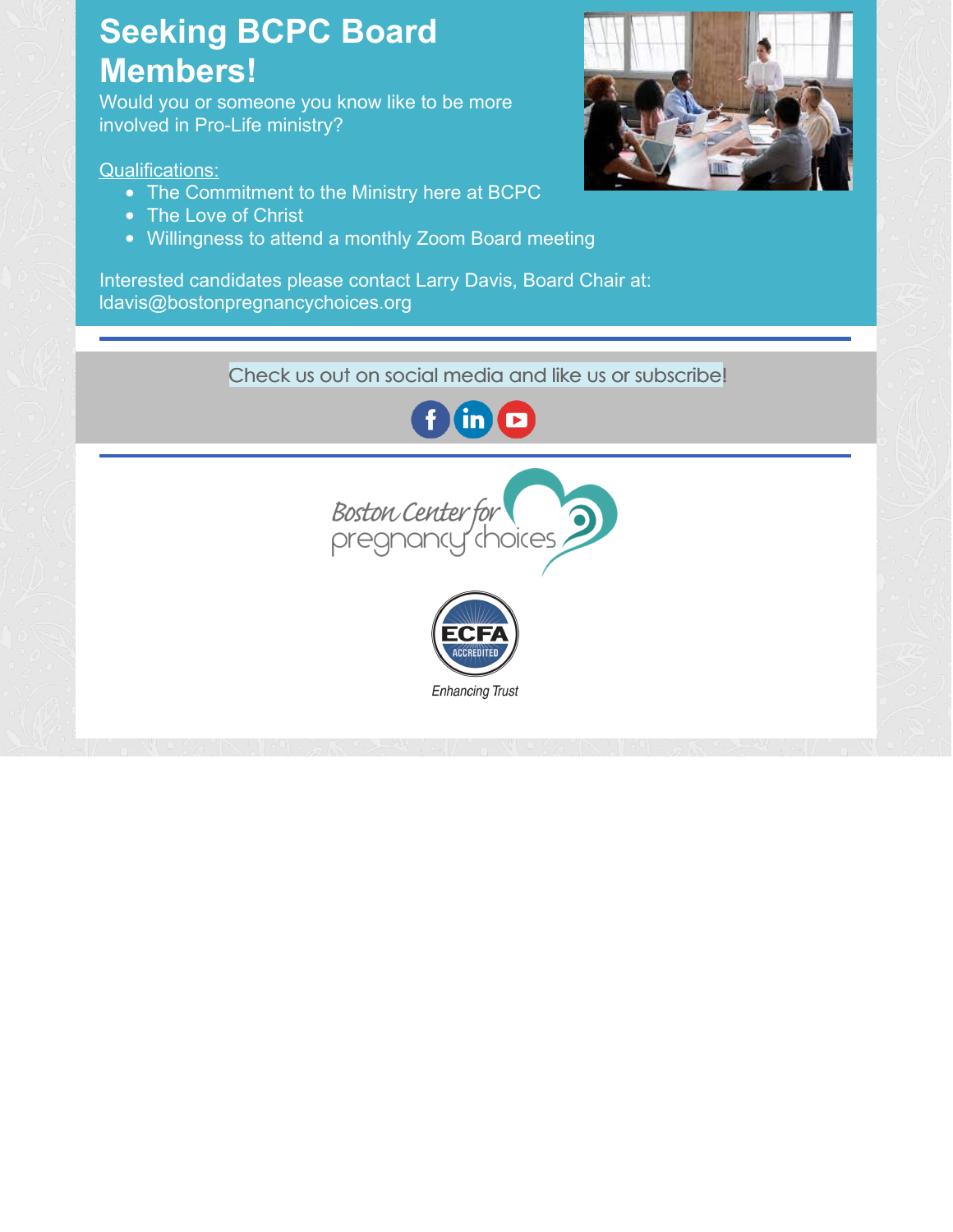# Seeking BCPC Board Members!

Would you or someone you know like to be more involved in Pro-Life ministry?

Qualifications:

- The Commitment to the Ministry here at BCPC
- The Love of Christ
- Willingness to attend a monthly Zoom Board meeting

Interested candidates please contact Larry Davis, Board Chair at: ldavis@bostonpregnancychoices.org

Check us out on social media and like us or subscribe!

Boston Center for pregnancy choices

ECFA ACCREDITED

*Enhancing Trust*